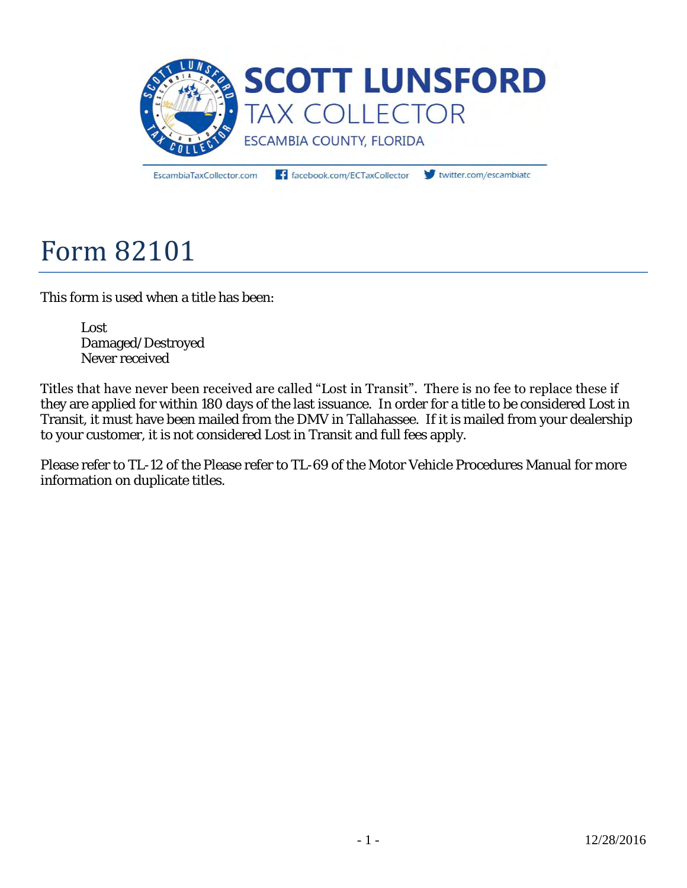SCOTT LUNSFORD
TAX COLLECTOR
ESCAMBIA COUNTY, FLORIDA

EscambiaTaxCollector.com facebook.com/ECTaxCollector twitter.com/escambiatc

# Form 82101

This form is used when a title has been:

Lost
Damaged/Destroyed
Never received

Titles that have never been received are called "Lost in Transit". There is no fee to replace these if they are applied for within 180 days of the last issuance. In order for a title to be considered Lost in Transit, it must have been mailed from the DMV in Tallahassee. If it is mailed from your dealership to your customer, it is not considered Lost in Transit and full fees apply.

Please refer to TL-12 of the Please refer to TL-69 of the Motor Vehicle Procedures Manual for more information on duplicate titles.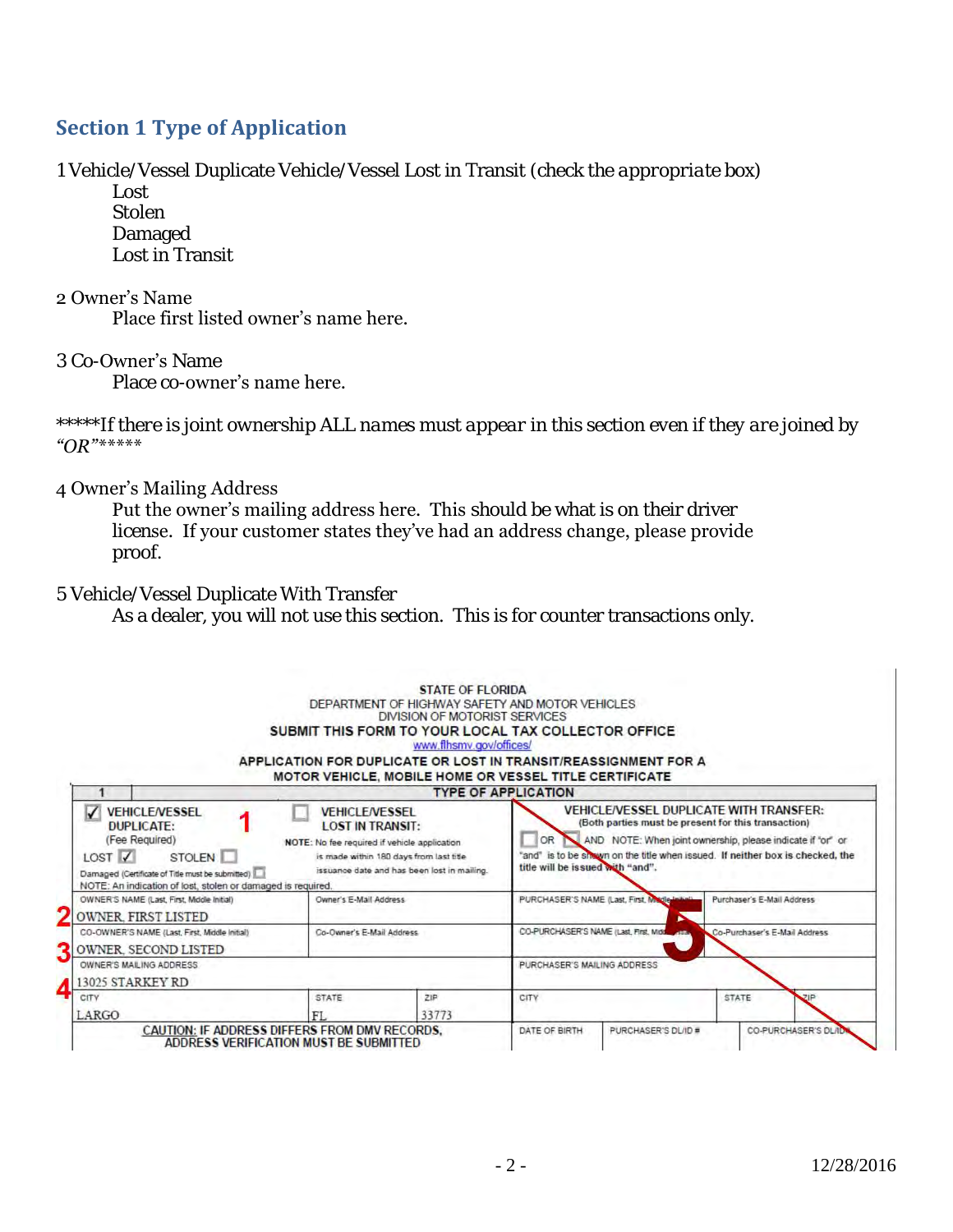## Section 1 Type of Application

1 Vehicle/Vessel Duplicate Vehicle/Vessel Lost in Transit (check the appropriate box)

- Lost
- Stolen
- Damaged
- Lost in Transit

2 Owner's Name

Place first listed owner's name here.

3 Co-Owner's Name

Place co-owner's name here.

*****If there is joint ownership ALL names must appear in this section even if they are joined by "OR"*****

4 Owner's Mailing Address

Put the owner's mailing address here. This should be what is on their driver license. If your customer states they've had an address change, please provide proof.

5 Vehicle/Vessel Duplicate With Transfer

As a dealer, you will not use this section. This is for counter transactions only.

STATE OF FLORIDA
DEPARTMENT OF HIGHWAY SAFETY AND MOTOR VEHICLES
DIVISION OF MOTORIST SERVICES
SUBMIT THIS FORM TO YOUR LOCAL TAX COLLECTOR OFFICE
www.flhsmv.gov/offices/

APPLICATION FOR DUPLICATE OR LOST IN TRANSIT/REASSIGNMENT FOR A MOTOR VEHICLE, MOBILE HOME OR VESSEL TITLE CERTIFICATE

| 1 | TYPE OF APPLICATION | | | | |
|---|---|---|---|---|---|
| ☑ VEHICLE/VESSEL DUPLICATE: (Fee Required) LOST ☑ STOLEN ☐ Damaged (Certificate of Title must be submitted) ☐ NOTE: An indication of lost, stolen or damaged is required. | ☐ VEHICLE/VESSEL LOST IN TRANSIT: NOTE: No fee required if vehicle application is made within 180 days from last title issuance date and has been lost in mailing. | | VEHICLE/VESSEL DUPLICATE WITH TRANSFER: (Both parties must be present for this transaction) ☐ OR ☐ AND NOTE: When joint ownership, please indicate if "or" or "and" is to be shown on the title when issued. If neither box is checked, the title will be issued with "and". | | |
| OWNER'S NAME (Last, First, Middle Initial) OWNER, FIRST LISTED | Owner's E-Mail Address | | PURCHASER'S NAME (Last, First, Middle Initial) | | Purchaser's E-Mail Address |
| CO-OWNER'S NAME (Last, First, Middle Initial) OWNER, SECOND LISTED | Co-Owner's E-Mail Address | | CO-PURCHASER'S NAME (Last, First, Middle Initial) | | Co-Purchaser's E-Mail Address |
| OWNER'S MAILING ADDRESS 13025 STARKEY RD | | | PURCHASER'S MAILING ADDRESS | | |
| CITY LARGO | STATE FL | ZIP 33773 | CITY | STATE | ZIP |
| CAUTION: IF ADDRESS DIFFERS FROM DMV RECORDS, ADDRESS VERIFICATION MUST BE SUBMITTED | | | DATE OF BIRTH | PURCHASER'S DL/ID # | CO-PURCHASER'S DL/ID # |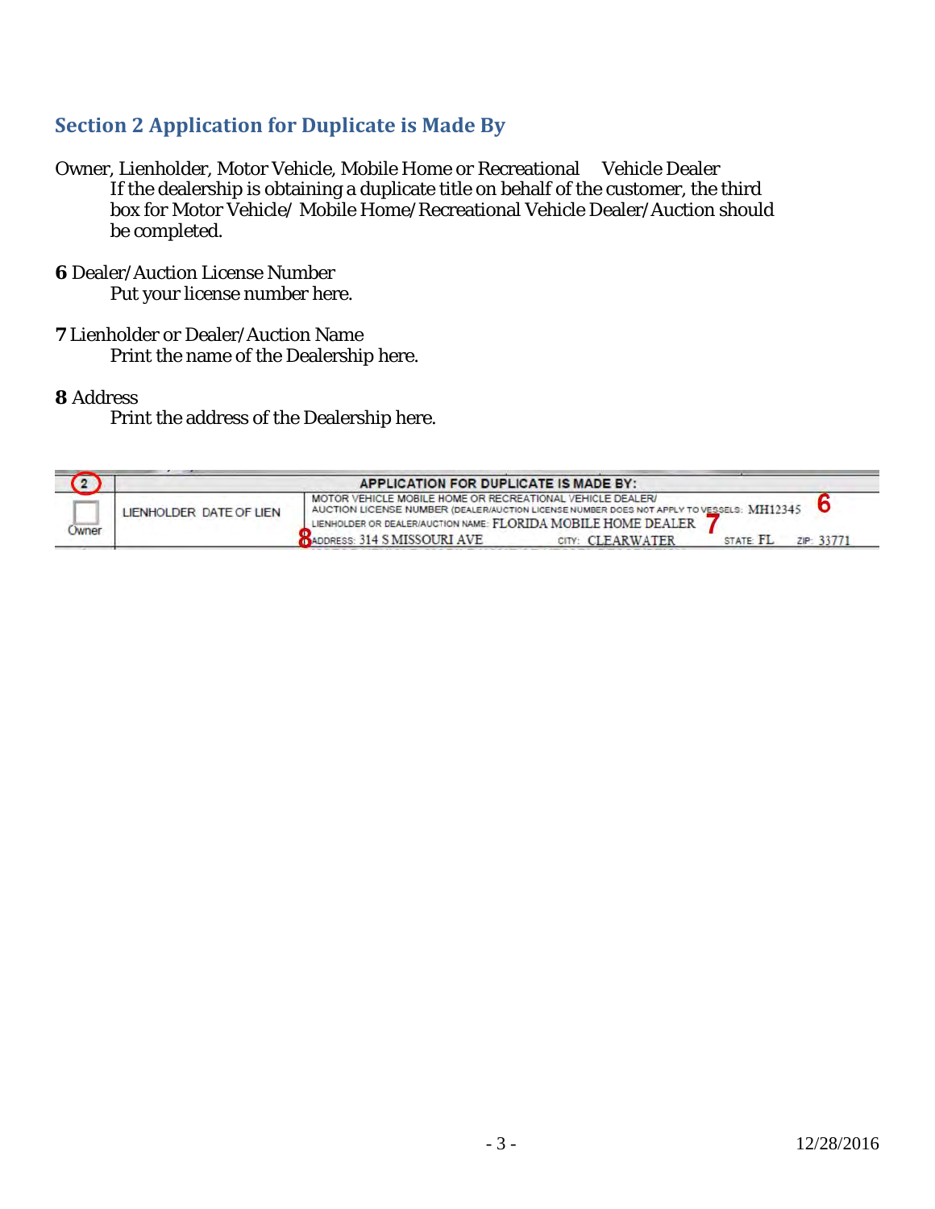## Section 2 Application for Duplicate is Made By

Owner, Lienholder, Motor Vehicle, Mobile Home or Recreational Vehicle Dealer

If the dealership is obtaining a duplicate title on behalf of the customer, the third box for Motor Vehicle/ Mobile Home/Recreational Vehicle Dealer/Auction should be completed.

**6** Dealer/Auction License Number

Put your license number here.

**7** Lienholder or Dealer/Auction Name

Print the name of the Dealership here.

**8** Address

Print the address of the Dealership here.

| 2 | APPLICATION FOR DUPLICATE IS MADE BY: | |
|---|---|---|
| Owner | LIENHOLDER DATE OF LIEN | MOTOR VEHICLE MOBILE HOME OR RECREATIONAL VEHICLE DEALER/ AUCTION LICENSE NUMBER (DEALER/AUCTION LICENSE NUMBER DOES NOT APPLY TO VESSELS: MH12345 **6**<br>LIENHOLDER OR DEALER/AUCTION NAME: FLORIDA MOBILE HOME DEALER **7**<br>**8** ADDRESS: 314 S MISSOURI AVE CITY: CLEARWATER STATE: FL ZIP: 33771 |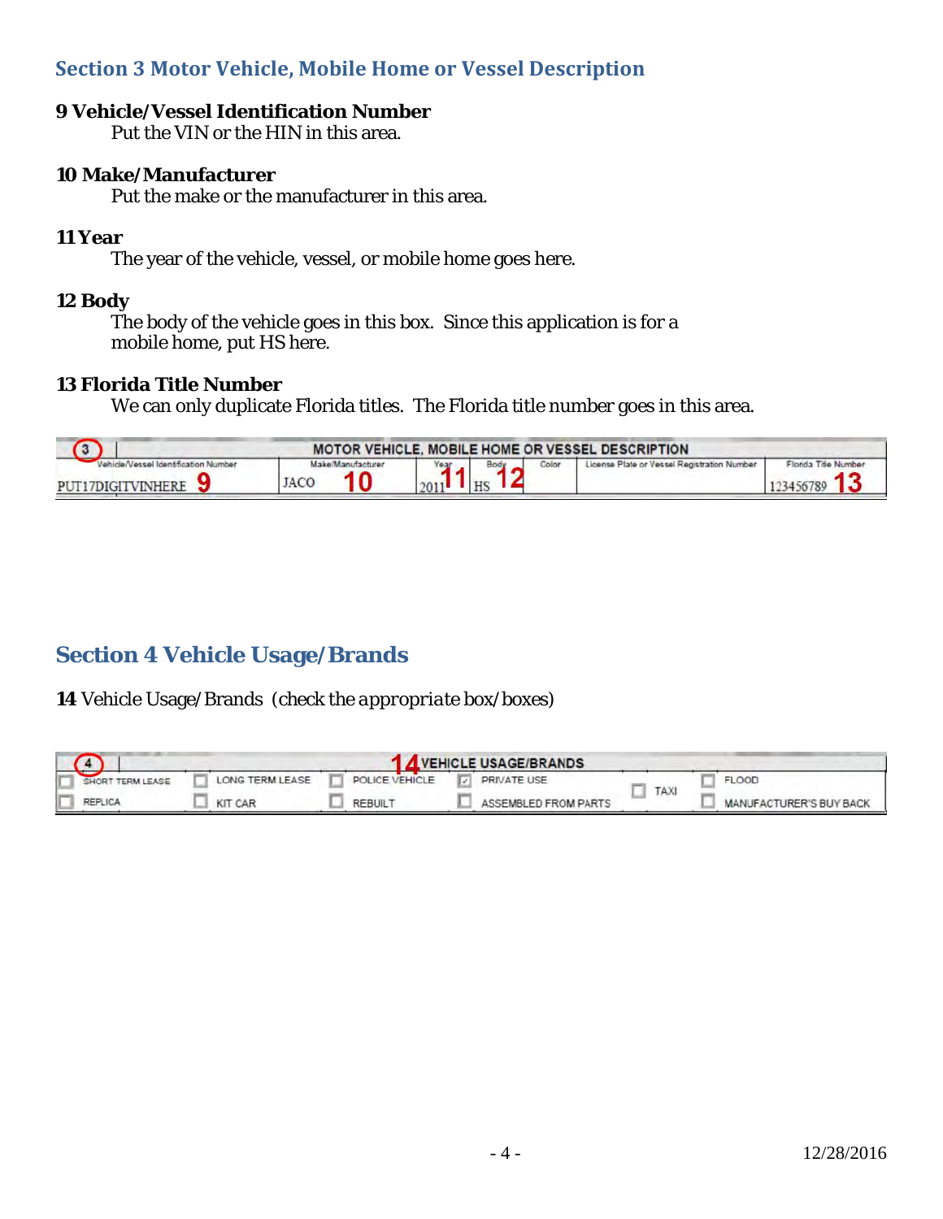## Section 3 Motor Vehicle, Mobile Home or Vessel Description

**9 Vehicle/Vessel Identification Number**

Put the VIN or the HIN in this area.

**10 Make/Manufacturer**

Put the make or the manufacturer in this area.

**11 Year**

The year of the vehicle, vessel, or mobile home goes here.

**12 Body**

The body of the vehicle goes in this box. Since this application is for a mobile home, put HS here.

**13 Florida Title Number**

We can only duplicate Florida titles. The Florida title number goes in this area.

| 3 | MOTOR VEHICLE, MOBILE HOME OR VESSEL DESCRIPTION | | | | | |
|---|---|---|---|---|---|---|
| Vehicle/Vessel Identification Number | Make/Manufacturer | Year | Body | Color | License Plate or Vessel Registration Number | Florida Title Number |
| PUT17DIGITVINHERE **9** | JACO **10** | 2011 **11** | HS **12** | | | 123456789 **13** |

## Section 4 Vehicle Usage/Brands

**14** Vehicle Usage/Brands (*check the appropriate box/boxes*)

| 4 | **14** VEHICLE USAGE/BRANDS | | | | |
|---|---|---|---|---|---|
| ☐ SHORT TERM LEASE | ☐ LONG TERM LEASE | ☐ POLICE VEHICLE | ☑ PRIVATE USE | ☐ TAXI | ☐ FLOOD |
| ☐ REPLICA | ☐ KIT CAR | ☐ REBUILT | ☐ ASSEMBLED FROM PARTS | | ☐ MANUFACTURER'S BUY BACK |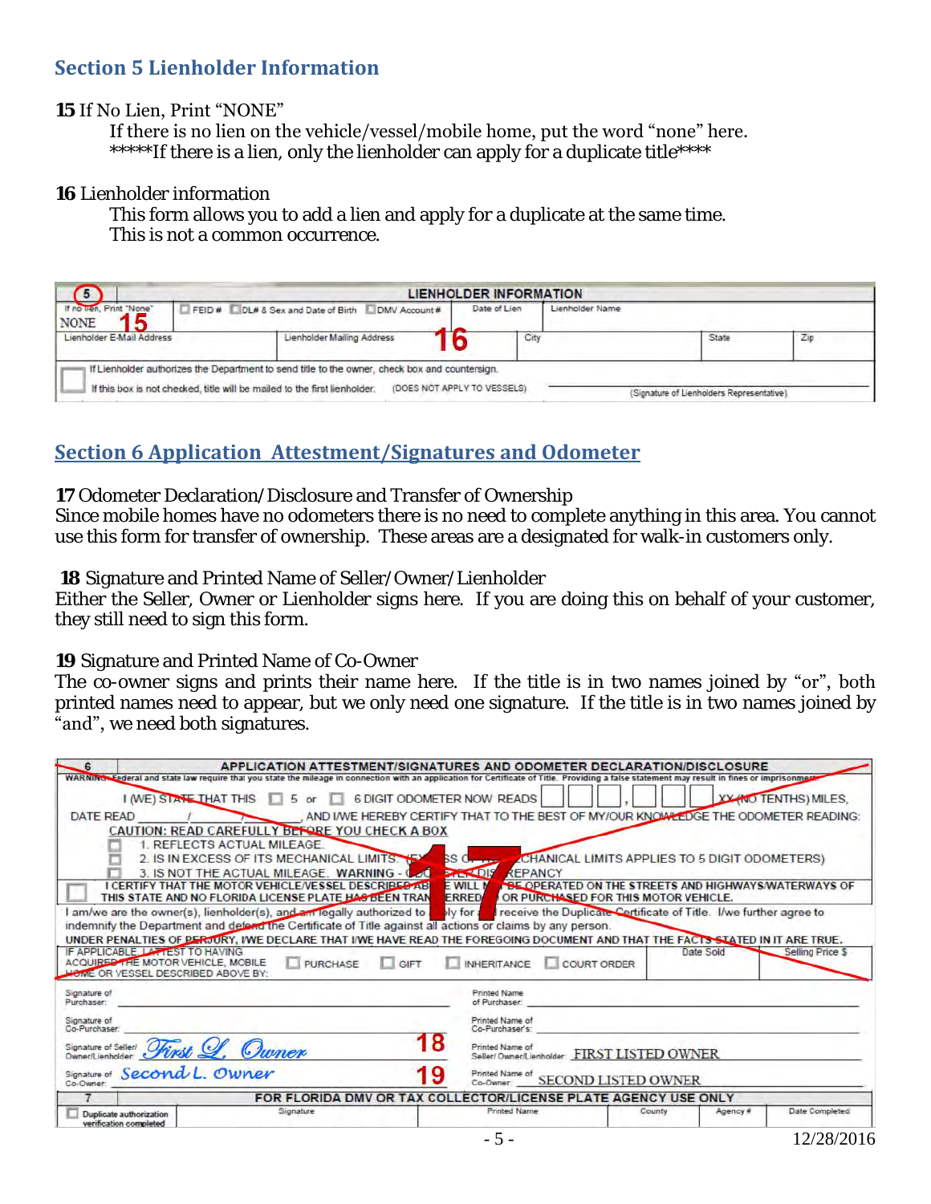## Section 5 Lienholder Information

**15** If No Lien, Print "NONE"

If there is no lien on the vehicle/vessel/mobile home, put the word "none" here.
*****If there is a lien, only the lienholder can apply for a duplicate title****

**16** Lienholder information

This form allows you to add a lien and apply for a duplicate at the same time.
This is not a common occurrence.

| 5 | LIENHOLDER INFORMATION | | | | |
|---|---|---|---|---|---|
| If no lien, Print "None" NONE **15** | ☐ FEID # ☐ DL# & Sex and Date of Birth ☐ DMV Account # | | Date of Lien | Lienholder Name | |
| Lienholder E-Mail Address | Lienholder Mailing Address **16** | City | | State | Zip |
| ☐ If Lienholder authorizes the Department to send title to the owner, check box and countersign. If this box is not checked, title will be mailed to the first lienholder. (DOES NOT APPLY TO VESSELS) | | | (Signature of Lienholders Representative) | | |

## Section 6 Application Attestment/Signatures and Odometer

**17** Odometer Declaration/Disclosure and Transfer of Ownership
Since mobile homes have no odometers there is no need to complete anything in this area. You cannot use this form for transfer of ownership. These areas are a designated for walk-in customers only.

**18** Signature and Printed Name of Seller/Owner/Lienholder
Either the Seller, Owner or Lienholder signs here. If you are doing this on behalf of your customer, they still need to sign this form.

**19** Signature and Printed Name of Co-Owner
The co-owner signs and prints their name here. If the title is in two names joined by "or", both printed names need to appear, but we only need one signature. If the title is in two names joined by "and", we need both signatures.

**6 APPLICATION ATTESTMENT/SIGNATURES AND ODOMETER DECLARATION/DISCLOSURE** (section crossed out, marked **17**)

WARNING: Federal and state law require that you state the mileage in connection with an application for Certificate of Title. Providing a false statement may result in fines or imprisonment.

I (WE) STATE THAT THIS ☐ 5 or ☐ 6 DIGIT ODOMETER NOW READS ___ ___ ___ , ___ ___ ___ XX (NO TENTHS) MILES, DATE READ ___/___/___, AND I/WE HEREBY CERTIFY THAT TO THE BEST OF MY/OUR KNOWLEDGE THE ODOMETER READING:

CAUTION: READ CAREFULLY BEFORE YOU CHECK A BOX

- ☐ 1. REFLECTS ACTUAL MILEAGE.
- ☐ 2. IS IN EXCESS OF ITS MECHANICAL LIMITS. (EXCESS OF MECHANICAL LIMITS APPLIES TO 5 DIGIT ODOMETERS)
- ☐ 3. IS NOT THE ACTUAL MILEAGE. WARNING - ODOMETER DISCREPANCY

☐ I CERTIFY THAT THE MOTOR VEHICLE/VESSEL DESCRIBED ABOVE WILL NOT BE OPERATED ON THE STREETS AND HIGHWAYS/WATERWAYS OF THIS STATE AND NO FLORIDA LICENSE PLATE HAS BEEN TRANSFERRED OR PURCHASED FOR THIS MOTOR VEHICLE.

I am/we are the owner(s), lienholder(s), and am legally authorized to apply for and receive the Duplicate Certificate of Title. I/we further agree to indemnify the Department and defend the Certificate of Title against all actions or claims by any person.

UNDER PENALTIES OF PERJURY, I/WE DECLARE THAT I/WE HAVE READ THE FOREGOING DOCUMENT AND THAT THE FACTS STATED IN IT ARE TRUE.

| IF APPLICABLE, I ATTEST TO HAVING ACQUIRED THE MOTOR VEHICLE, MOBILE HOME OR VESSEL DESCRIBED ABOVE BY: | ☐ PURCHASE ☐ GIFT ☐ INHERITANCE ☐ COURT ORDER | Date Sold | Selling Price $ |
|---|---|---|---|

| | | | |
|---|---|---|---|
| Signature of Purchaser: | | Printed Name of Purchaser: | |
| Signature of Co-Purchaser: | | Printed Name of Co-Purchaser's: | |
| Signature of Seller/ Owner/Lienholder: | *First L. Owner* **18** | Printed Name of Seller/ Owner/Lienholder: | FIRST LISTED OWNER |
| Signature of Co-Owner: | *Second L. Owner* **19** | Printed Name of Co-Owner: | SECOND LISTED OWNER |

| 7 | FOR FLORIDA DMV OR TAX COLLECTOR/LICENSE PLATE AGENCY USE ONLY | | | | |
|---|---|---|---|---|---|
| ☐ Duplicate authorization verification completed | Signature | Printed Name | County | Agency # | Date Completed |

12/28/2016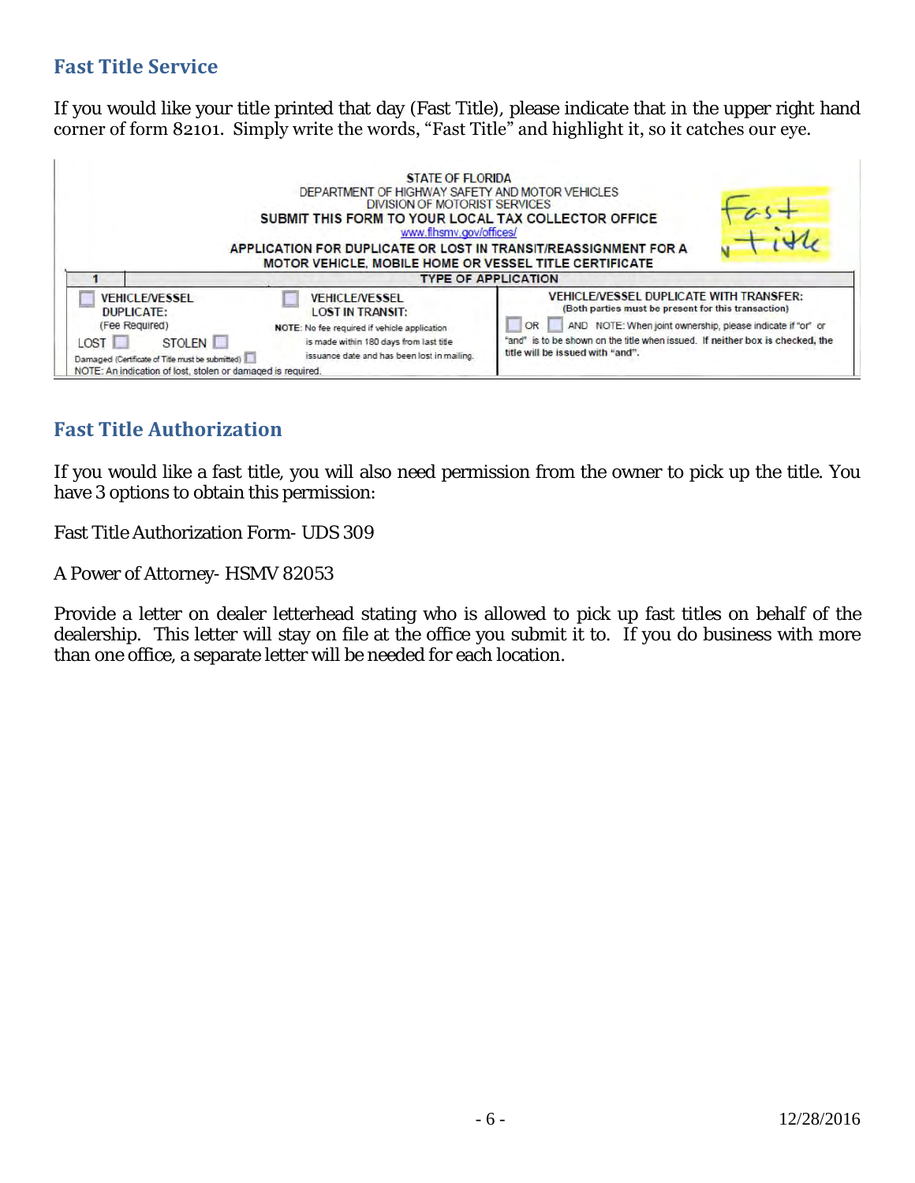## Fast Title Service

If you would like your title printed that day (Fast Title), please indicate that in the upper right hand corner of form 82101. Simply write the words, "Fast Title" and highlight it, so it catches our eye.

STATE OF FLORIDA
DEPARTMENT OF HIGHWAY SAFETY AND MOTOR VEHICLES
DIVISION OF MOTORIST SERVICES
SUBMIT THIS FORM TO YOUR LOCAL TAX COLLECTOR OFFICE
www.flhsmv.gov/offices/
APPLICATION FOR DUPLICATE OR LOST IN TRANSIT/REASSIGNMENT FOR A MOTOR VEHICLE, MOBILE HOME OR VESSEL TITLE CERTIFICATE

Fast Title

| 1 | TYPE OF APPLICATION | |
|---|---|---|
| VEHICLE/VESSEL DUPLICATE: (Fee Required) LOST ☐ STOLEN ☐ Damaged (Certificate of Title must be submitted) ☐ NOTE: An indication of lost, stolen or damaged is required. | VEHICLE/VESSEL LOST IN TRANSIT: NOTE: No fee required if vehicle application is made within 180 days from last title issuance date and has been lost in mailing. | VEHICLE/VESSEL DUPLICATE WITH TRANSFER: (Both parties must be present for this transaction) ☐ OR ☐ AND NOTE: When joint ownership, please indicate if "or" or "and" is to be shown on the title when issued. If neither box is checked, the title will be issued with "and". |

## Fast Title Authorization

If you would like a fast title, you will also need permission from the owner to pick up the title. You have 3 options to obtain this permission:

Fast Title Authorization Form- UDS 309

A Power of Attorney- HSMV 82053

Provide a letter on dealer letterhead stating who is allowed to pick up fast titles on behalf of the dealership. This letter will stay on file at the office you submit it to. If you do business with more than one office, a separate letter will be needed for each location.